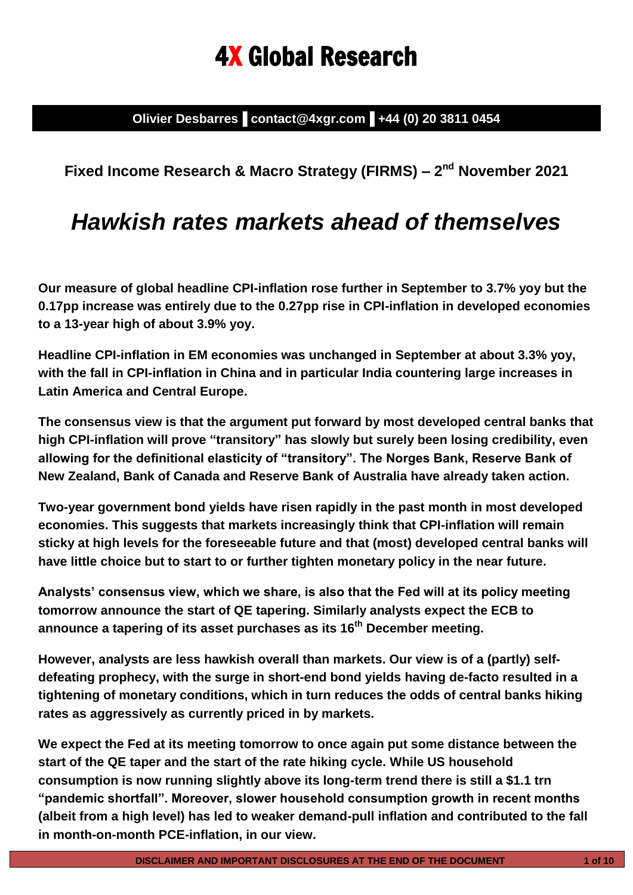# 4X Global Research

**Olivier Desbarres ▌contact@4xgr.com ▌+44 (0) 20 3811 0454**

**Fixed Income Research & Macro Strategy (FIRMS) – 2nd November 2021**

## *Hawkish rates markets ahead of themselves*

**Our measure of global headline CPI-inflation rose further in September to 3.7% yoy but the 0.17pp increase was entirely due to the 0.27pp rise in CPI-inflation in developed economies to a 13-year high of about 3.9% yoy.**

**Headline CPI-inflation in EM economies was unchanged in September at about 3.3% yoy, with the fall in CPI-inflation in China and in particular India countering large increases in Latin America and Central Europe.**

**The consensus view is that the argument put forward by most developed central banks that high CPI-inflation will prove "transitory" has slowly but surely been losing credibility, even allowing for the definitional elasticity of "transitory". The Norges Bank, Reserve Bank of New Zealand, Bank of Canada and Reserve Bank of Australia have already taken action.**

**Two-year government bond yields have risen rapidly in the past month in most developed economies. This suggests that markets increasingly think that CPI-inflation will remain sticky at high levels for the foreseeable future and that (most) developed central banks will have little choice but to start to or further tighten monetary policy in the near future.**

**Analysts' consensus view, which we share, is also that the Fed will at its policy meeting tomorrow announce the start of QE tapering. Similarly analysts expect the ECB to announce a tapering of its asset purchases as its 16th December meeting.**

**However, analysts are less hawkish overall than markets. Our view is of a (partly) self-defeating prophecy, with the surge in short-end bond yields having de-facto resulted in a tightening of monetary conditions, which in turn reduces the odds of central banks hiking rates as aggressively as currently priced in by markets.**

**We expect the Fed at its meeting tomorrow to once again put some distance between the start of the QE taper and the start of the rate hiking cycle. While US household consumption is now running slightly above its long-term trend there is still a $1.1 trn "pandemic shortfall". Moreover, slower household consumption growth in recent months (albeit from a high level) has led to weaker demand-pull inflation and contributed to the fall in month-on-month PCE-inflation, in our view.**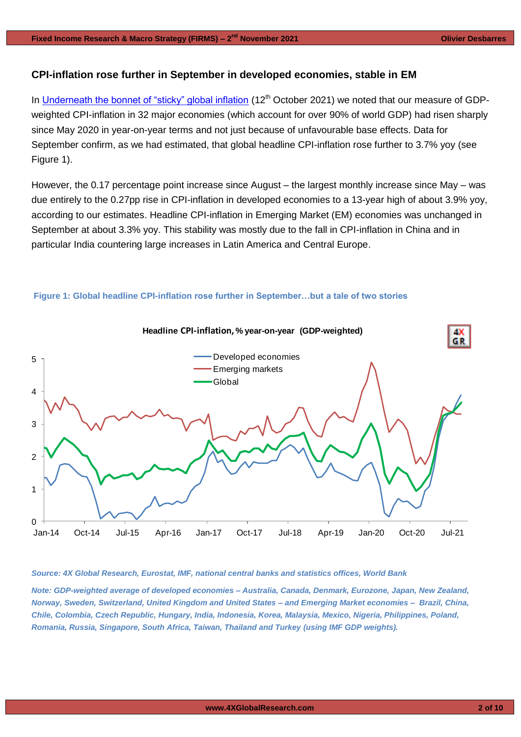## CPI-inflation rose further in September in developed economies, stable in EM

In [Underneath the bonnet of "sticky" global inflation] (12th October 2021) we noted that our measure of GDP-weighted CPI-inflation in 32 major economies (which account for over 90% of world GDP) had risen sharply since May 2020 in year-on-year terms and not just because of unfavourable base effects. Data for September confirm, as we had estimated, that global headline CPI-inflation rose further to 3.7% yoy (see Figure 1).

However, the 0.17 percentage point increase since August – the largest monthly increase since May – was due entirely to the 0.27pp rise in CPI-inflation in developed economies to a 13-year high of about 3.9% yoy, according to our estimates. Headline CPI-inflation in Emerging Market (EM) economies was unchanged in September at about 3.3% yoy. This stability was mostly due to the fall in CPI-inflation in China and in particular India countering large increases in Latin America and Central Europe.

**Figure 1: Global headline CPI-inflation rose further in September…but a tale of two stories**

*Source: 4X Global Research, Eurostat, IMF, national central banks and statistics offices, World Bank*

*Note: GDP-weighted average of developed economies – Australia, Canada, Denmark, Eurozone, Japan, New Zealand, Norway, Sweden, Switzerland, United Kingdom and United States – and Emerging Market economies – Brazil, China, Chile, Colombia, Czech Republic, Hungary, India, Indonesia, Korea, Malaysia, Mexico, Nigeria, Philippines, Poland, Romania, Russia, Singapore, South Africa, Taiwan, Thailand and Turkey (using IMF GDP weights).*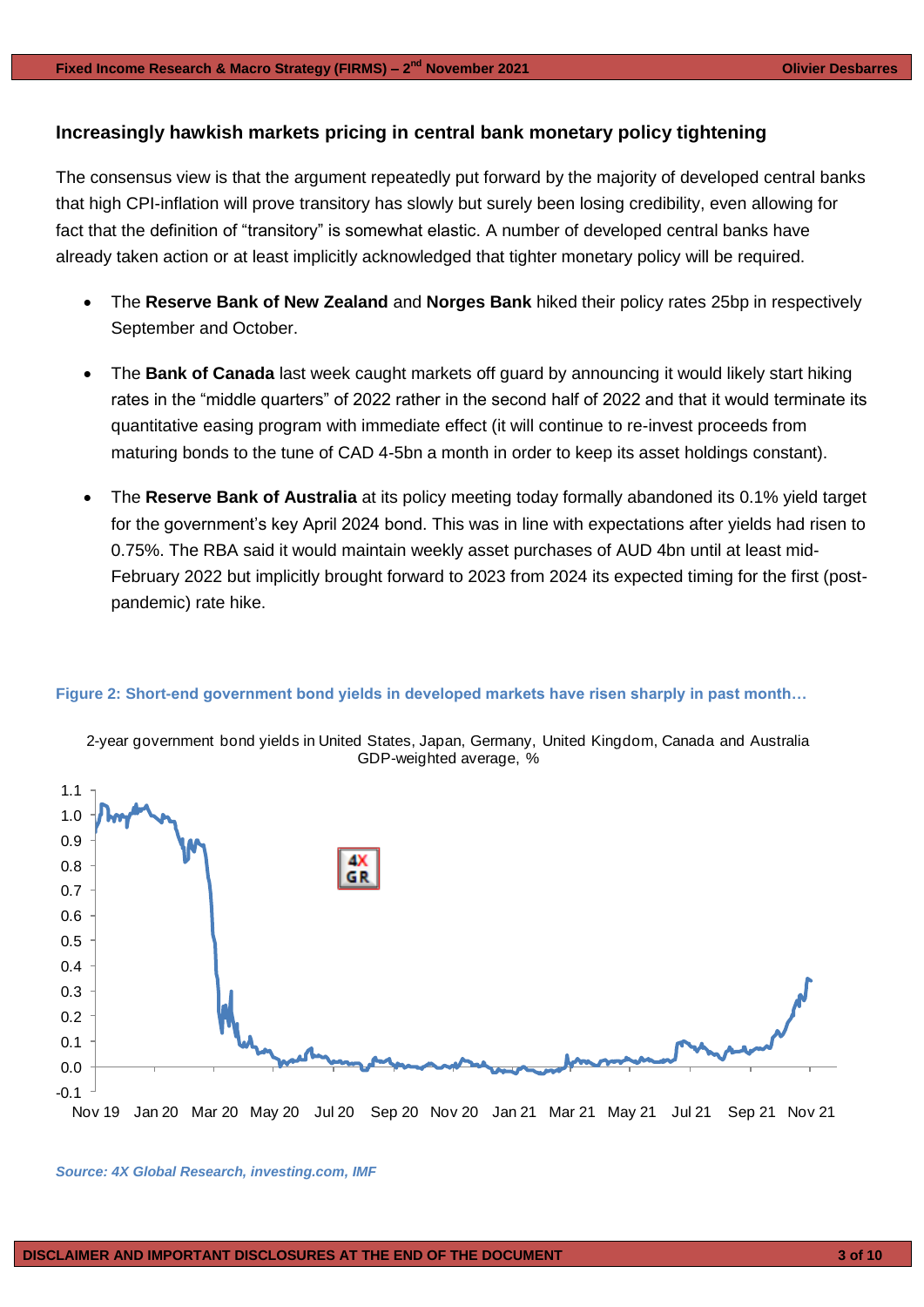## Increasingly hawkish markets pricing in central bank monetary policy tightening

The consensus view is that the argument repeatedly put forward by the majority of developed central banks that high CPI-inflation will prove transitory has slowly but surely been losing credibility, even allowing for fact that the definition of "transitory" is somewhat elastic. A number of developed central banks have already taken action or at least implicitly acknowledged that tighter monetary policy will be required.

- The **Reserve Bank of New Zealand** and **Norges Bank** hiked their policy rates 25bp in respectively September and October.
- The **Bank of Canada** last week caught markets off guard by announcing it would likely start hiking rates in the "middle quarters" of 2022 rather in the second half of 2022 and that it would terminate its quantitative easing program with immediate effect (it will continue to re-invest proceeds from maturing bonds to the tune of CAD 4-5bn a month in order to keep its asset holdings constant).
- The **Reserve Bank of Australia** at its policy meeting today formally abandoned its 0.1% yield target for the government's key April 2024 bond. This was in line with expectations after yields had risen to 0.75%. The RBA said it would maintain weekly asset purchases of AUD 4bn until at least mid-February 2022 but implicitly brought forward to 2023 from 2024 its expected timing for the first (post-pandemic) rate hike.

**Figure 2: Short-end government bond yields in developed markets have risen sharply in past month…**

2-year government bond yields in United States, Japan, Germany, United Kingdom, Canada and Australia GDP-weighted average, %

*Source: 4X Global Research, investing.com, IMF*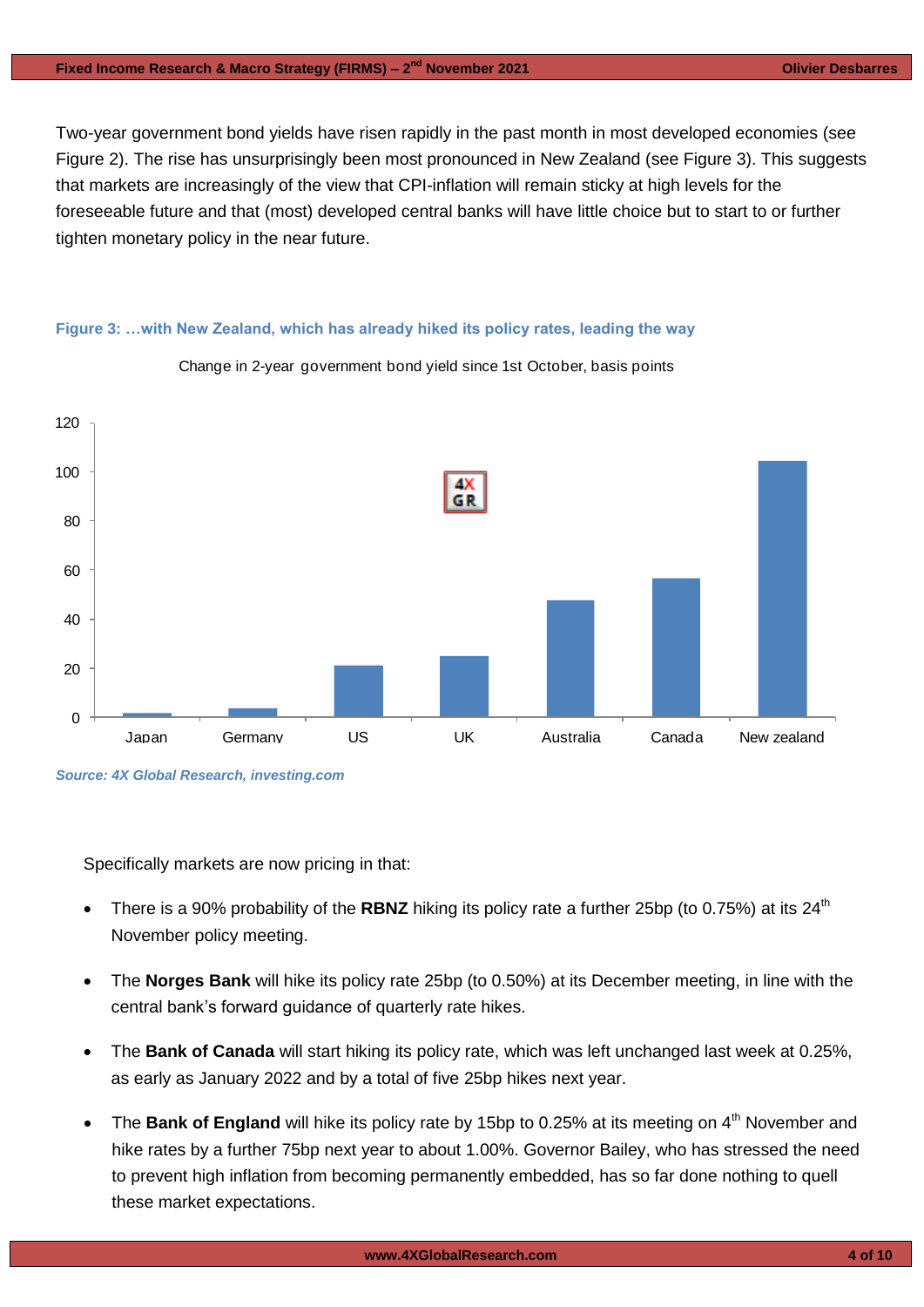Two-year government bond yields have risen rapidly in the past month in most developed economies (see Figure 2). The rise has unsurprisingly been most pronounced in New Zealand (see Figure 3). This suggests that markets are increasingly of the view that CPI-inflation will remain sticky at high levels for the foreseeable future and that (most) developed central banks will have little choice but to start to or further tighten monetary policy in the near future.

**Figure 3: …with New Zealand, which has already hiked its policy rates, leading the way**

Change in 2-year government bond yield since 1st October, basis points

*Source: 4X Global Research, investing.com*

Specifically markets are now pricing in that:

- There is a 90% probability of the **RBNZ** hiking its policy rate a further 25bp (to 0.75%) at its 24th November policy meeting.
- The **Norges Bank** will hike its policy rate 25bp (to 0.50%) at its December meeting, in line with the central bank's forward guidance of quarterly rate hikes.
- The **Bank of Canada** will start hiking its policy rate, which was left unchanged last week at 0.25%, as early as January 2022 and by a total of five 25bp hikes next year.
- The **Bank of England** will hike its policy rate by 15bp to 0.25% at its meeting on 4th November and hike rates by a further 75bp next year to about 1.00%. Governor Bailey, who has stressed the need to prevent high inflation from becoming permanently embedded, has so far done nothing to quell these market expectations.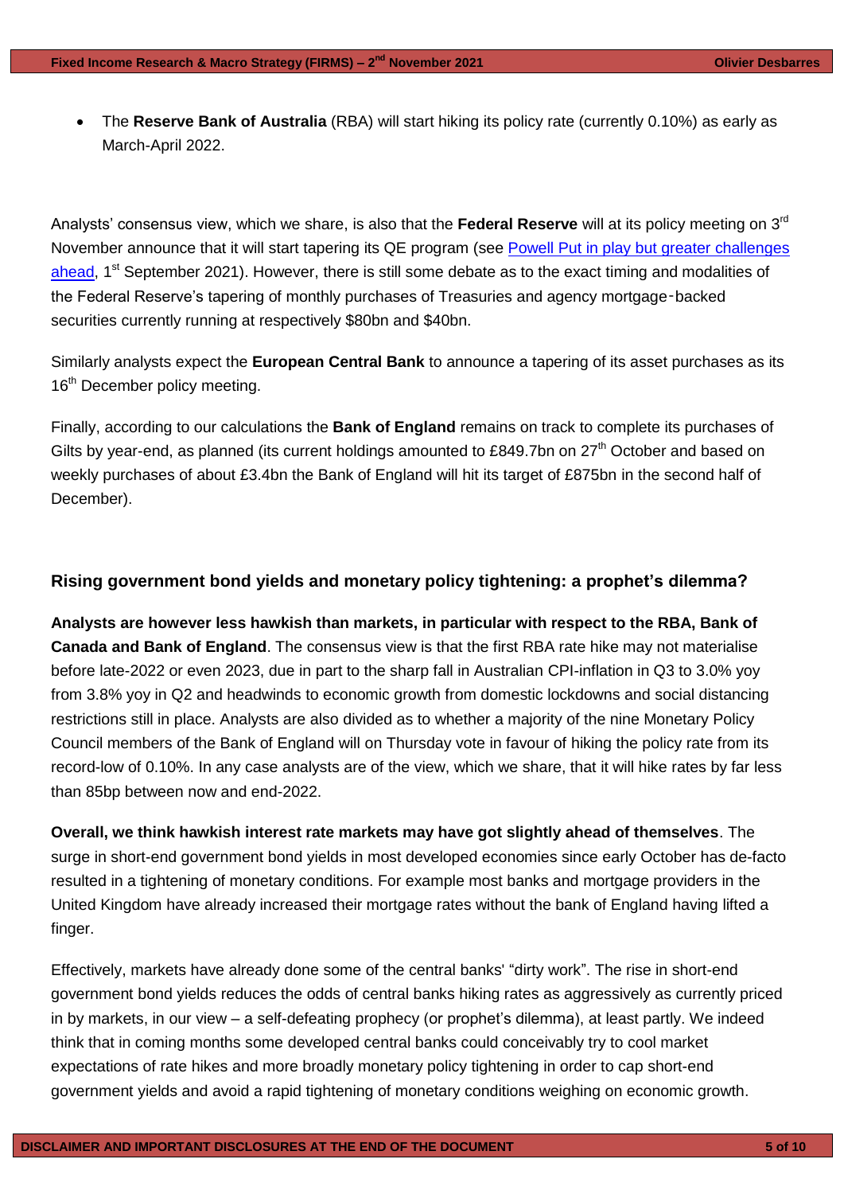- The **Reserve Bank of Australia** (RBA) will start hiking its policy rate (currently 0.10%) as early as March-April 2022.

Analysts' consensus view, which we share, is also that the **Federal Reserve** will at its policy meeting on 3rd November announce that it will start tapering its QE program (see [Powell Put in play but greater challenges ahead](), 1st September 2021). However, there is still some debate as to the exact timing and modalities of the Federal Reserve's tapering of monthly purchases of Treasuries and agency mortgage‑backed securities currently running at respectively $80bn and $40bn.

Similarly analysts expect the **European Central Bank** to announce a tapering of its asset purchases as its 16th December policy meeting.

Finally, according to our calculations the **Bank of England** remains on track to complete its purchases of Gilts by year-end, as planned (its current holdings amounted to £849.7bn on 27th October and based on weekly purchases of about £3.4bn the Bank of England will hit its target of £875bn in the second half of December).

### Rising government bond yields and monetary policy tightening: a prophet's dilemma?

**Analysts are however less hawkish than markets, in particular with respect to the RBA, Bank of Canada and Bank of England**. The consensus view is that the first RBA rate hike may not materialise before late-2022 or even 2023, due in part to the sharp fall in Australian CPI-inflation in Q3 to 3.0% yoy from 3.8% yoy in Q2 and headwinds to economic growth from domestic lockdowns and social distancing restrictions still in place. Analysts are also divided as to whether a majority of the nine Monetary Policy Council members of the Bank of England will on Thursday vote in favour of hiking the policy rate from its record-low of 0.10%. In any case analysts are of the view, which we share, that it will hike rates by far less than 85bp between now and end-2022.

**Overall, we think hawkish interest rate markets may have got slightly ahead of themselves**. The surge in short-end government bond yields in most developed economies since early October has de-facto resulted in a tightening of monetary conditions. For example most banks and mortgage providers in the United Kingdom have already increased their mortgage rates without the bank of England having lifted a finger.

Effectively, markets have already done some of the central banks' "dirty work". The rise in short-end government bond yields reduces the odds of central banks hiking rates as aggressively as currently priced in by markets, in our view – a self-defeating prophecy (or prophet's dilemma), at least partly. We indeed think that in coming months some developed central banks could conceivably try to cool market expectations of rate hikes and more broadly monetary policy tightening in order to cap short-end government yields and avoid a rapid tightening of monetary conditions weighing on economic growth.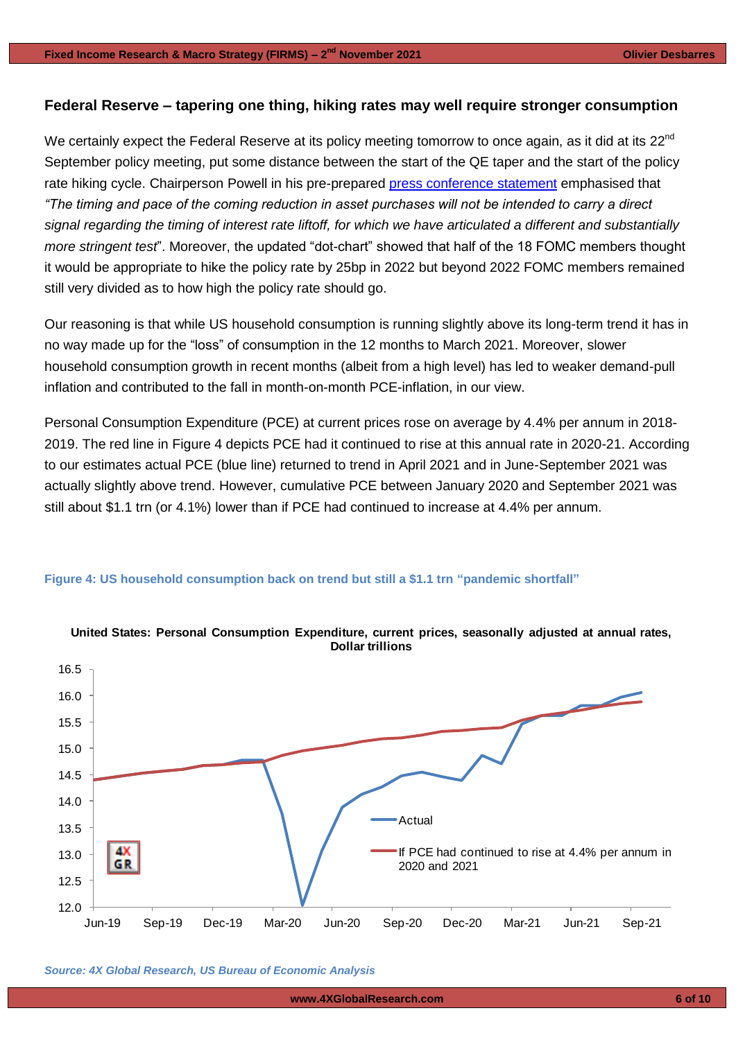## Federal Reserve – tapering one thing, hiking rates may well require stronger consumption

We certainly expect the Federal Reserve at its policy meeting tomorrow to once again, as it did at its 22nd September policy meeting, put some distance between the start of the QE taper and the start of the policy rate hiking cycle. Chairperson Powell in his pre-prepared press conference statement emphasised that *"The timing and pace of the coming reduction in asset purchases will not be intended to carry a direct signal regarding the timing of interest rate liftoff, for which we have articulated a different and substantially more stringent test*". Moreover, the updated "dot-chart" showed that half of the 18 FOMC members thought it would be appropriate to hike the policy rate by 25bp in 2022 but beyond 2022 FOMC members remained still very divided as to how high the policy rate should go.

Our reasoning is that while US household consumption is running slightly above its long-term trend it has in no way made up for the "loss" of consumption in the 12 months to March 2021. Moreover, slower household consumption growth in recent months (albeit from a high level) has led to weaker demand-pull inflation and contributed to the fall in month-on-month PCE-inflation, in our view.

Personal Consumption Expenditure (PCE) at current prices rose on average by 4.4% per annum in 2018-2019. The red line in Figure 4 depicts PCE had it continued to rise at this annual rate in 2020-21. According to our estimates actual PCE (blue line) returned to trend in April 2021 and in June-September 2021 was actually slightly above trend. However, cumulative PCE between January 2020 and September 2021 was still about $1.1 trn (or 4.1%) lower than if PCE had continued to increase at 4.4% per annum.

**Figure 4: US household consumption back on trend but still a $1.1 trn "pandemic shortfall"**

**United States: Personal Consumption Expenditure, current prices, seasonally adjusted at annual rates, Dollar trillions**

*Source: 4X Global Research, US Bureau of Economic Analysis*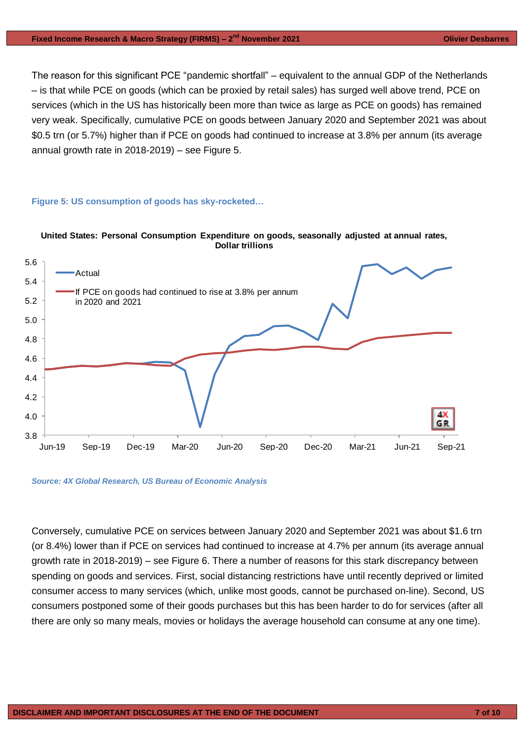The reason for this significant PCE "pandemic shortfall" – equivalent to the annual GDP of the Netherlands – is that while PCE on goods (which can be proxied by retail sales) has surged well above trend, PCE on services (which in the US has historically been more than twice as large as PCE on goods) has remained very weak. Specifically, cumulative PCE on goods between January 2020 and September 2021 was about \$0.5 trn (or 5.7%) higher than if PCE on goods had continued to increase at 3.8% per annum (its average annual growth rate in 2018-2019) – see Figure 5.

**Figure 5: US consumption of goods has sky-rocketed…**

**United States: Personal Consumption Expenditure on goods, seasonally adjusted at annual rates, Dollar trillions**

*Source: 4X Global Research, US Bureau of Economic Analysis*

Conversely, cumulative PCE on services between January 2020 and September 2021 was about \$1.6 trn (or 8.4%) lower than if PCE on services had continued to increase at 4.7% per annum (its average annual growth rate in 2018-2019) – see Figure 6. There a number of reasons for this stark discrepancy between spending on goods and services. First, social distancing restrictions have until recently deprived or limited consumer access to many services (which, unlike most goods, cannot be purchased on-line). Second, US consumers postponed some of their goods purchases but this has been harder to do for services (after all there are only so many meals, movies or holidays the average household can consume at any one time).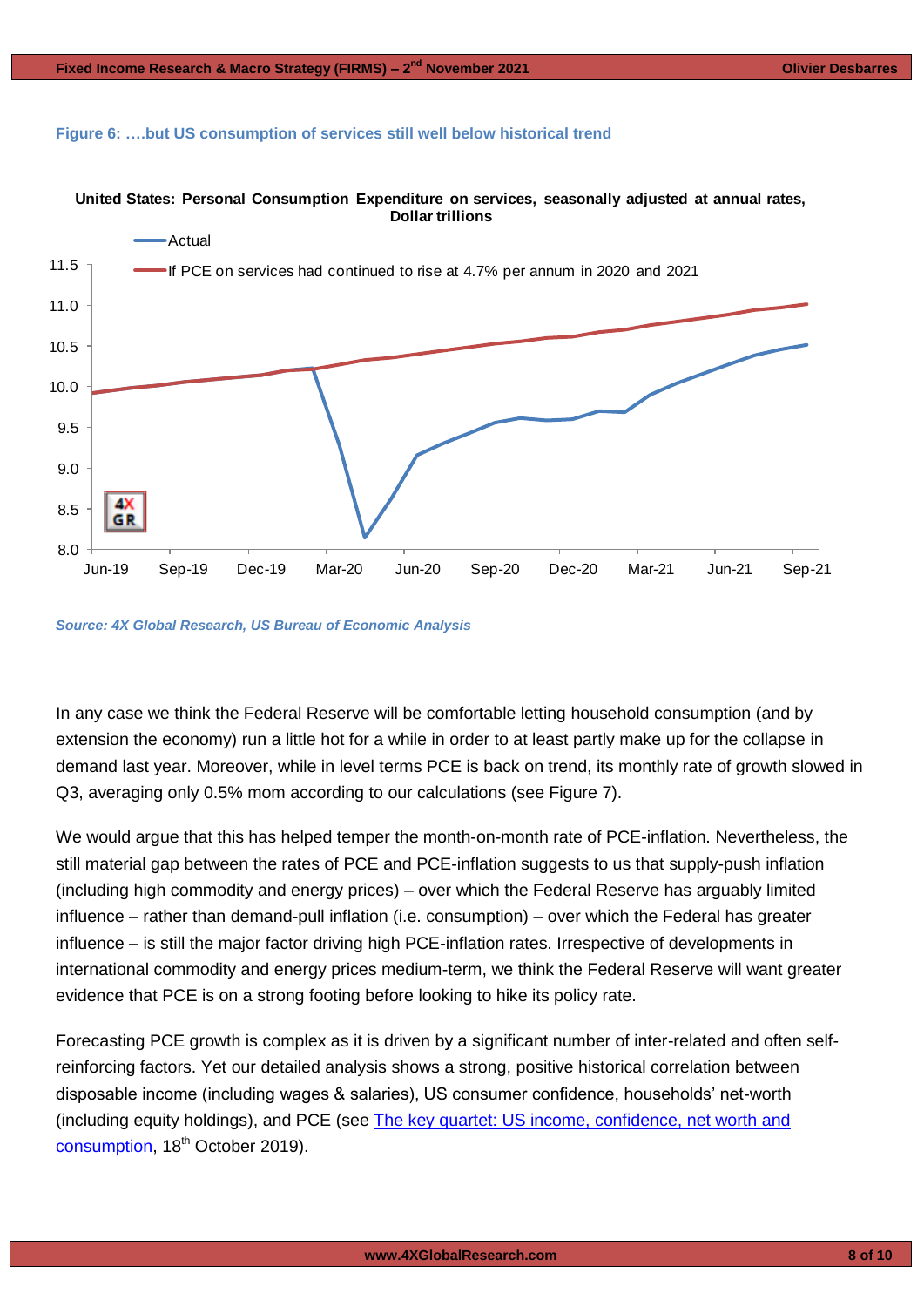**Figure 6: ….but US consumption of services still well below historical trend**

**United States: Personal Consumption Expenditure on services, seasonally adjusted at annual rates, Dollar trillions**

*Source: 4X Global Research, US Bureau of Economic Analysis*

In any case we think the Federal Reserve will be comfortable letting household consumption (and by extension the economy) run a little hot for a while in order to at least partly make up for the collapse in demand last year. Moreover, while in level terms PCE is back on trend, its monthly rate of growth slowed in Q3, averaging only 0.5% mom according to our calculations (see Figure 7).

We would argue that this has helped temper the month-on-month rate of PCE-inflation. Nevertheless, the still material gap between the rates of PCE and PCE-inflation suggests to us that supply-push inflation (including high commodity and energy prices) – over which the Federal Reserve has arguably limited influence – rather than demand-pull inflation (i.e. consumption) – over which the Federal has greater influence – is still the major factor driving high PCE-inflation rates. Irrespective of developments in international commodity and energy prices medium-term, we think the Federal Reserve will want greater evidence that PCE is on a strong footing before looking to hike its policy rate.

Forecasting PCE growth is complex as it is driven by a significant number of inter-related and often self-reinforcing factors. Yet our detailed analysis shows a strong, positive historical correlation between disposable income (including wages & salaries), US consumer confidence, households' net-worth (including equity holdings), and PCE (see The key quartet: US income, confidence, net worth and consumption, 18th October 2019).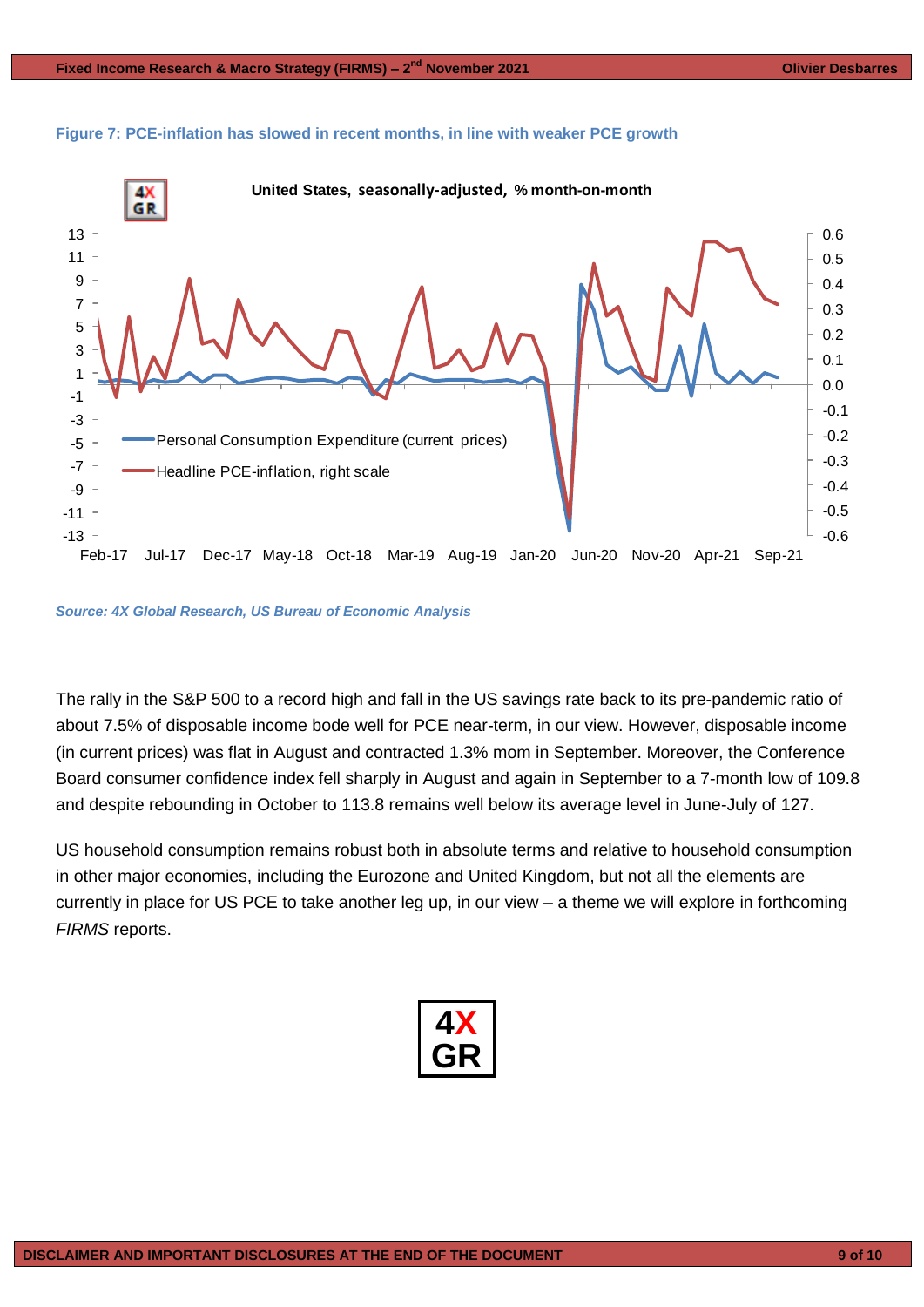**Figure 7: PCE-inflation has slowed in recent months, in line with weaker PCE growth**

*Source: 4X Global Research, US Bureau of Economic Analysis*

The rally in the S&P 500 to a record high and fall in the US savings rate back to its pre-pandemic ratio of about 7.5% of disposable income bode well for PCE near-term, in our view. However, disposable income (in current prices) was flat in August and contracted 1.3% mom in September. Moreover, the Conference Board consumer confidence index fell sharply in August and again in September to a 7-month low of 109.8 and despite rebounding in October to 113.8 remains well below its average level in June-July of 127.

US household consumption remains robust both in absolute terms and relative to household consumption in other major economies, including the Eurozone and United Kingdom, but not all the elements are currently in place for US PCE to take another leg up, in our view – a theme we will explore in forthcoming *FIRMS* reports.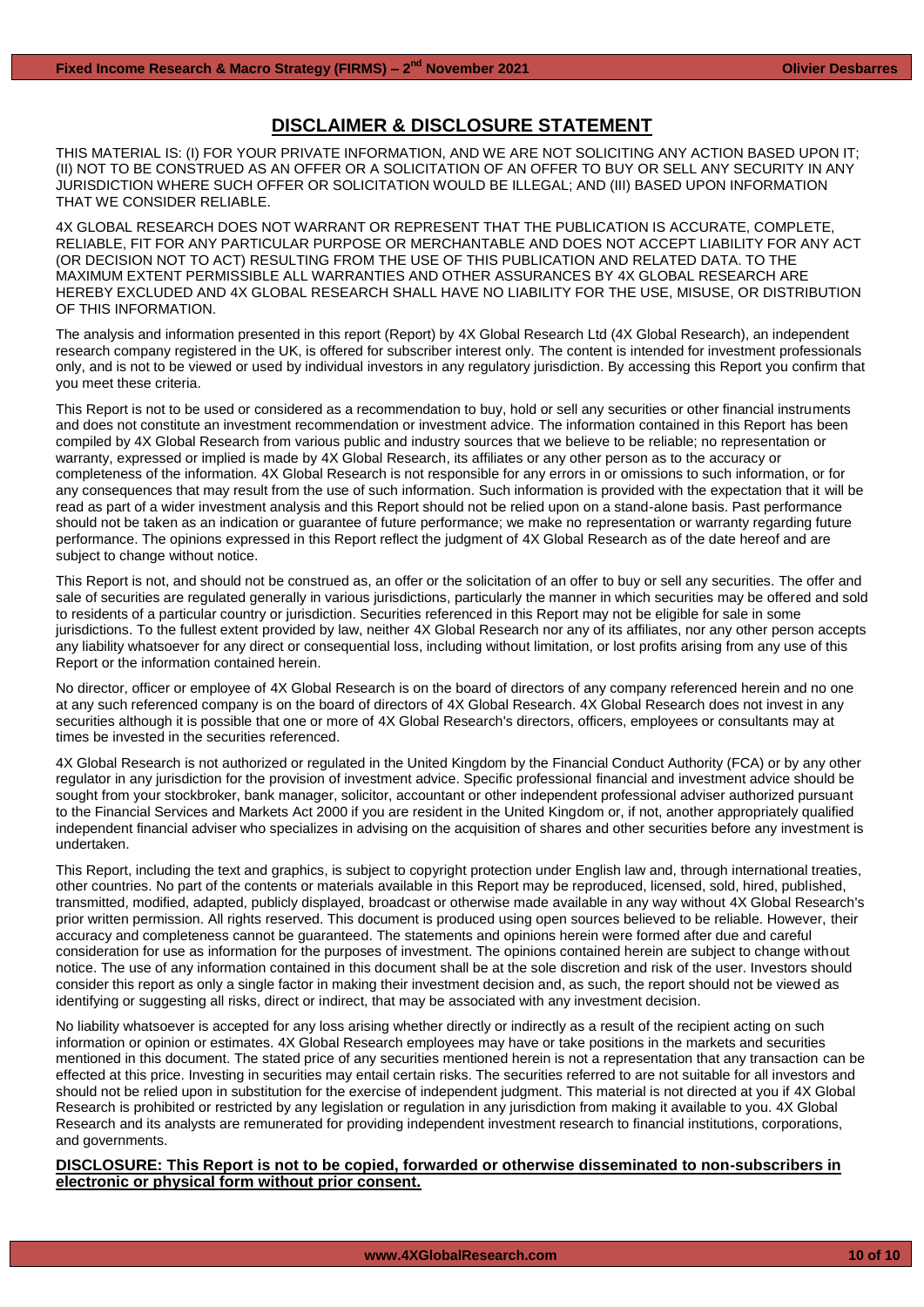## DISCLAIMER & DISCLOSURE STATEMENT

THIS MATERIAL IS: (I) FOR YOUR PRIVATE INFORMATION, AND WE ARE NOT SOLICITING ANY ACTION BASED UPON IT; (II) NOT TO BE CONSTRUED AS AN OFFER OR A SOLICITATION OF AN OFFER TO BUY OR SELL ANY SECURITY IN ANY JURISDICTION WHERE SUCH OFFER OR SOLICITATION WOULD BE ILLEGAL; AND (III) BASED UPON INFORMATION THAT WE CONSIDER RELIABLE.

4X GLOBAL RESEARCH DOES NOT WARRANT OR REPRESENT THAT THE PUBLICATION IS ACCURATE, COMPLETE, RELIABLE, FIT FOR ANY PARTICULAR PURPOSE OR MERCHANTABLE AND DOES NOT ACCEPT LIABILITY FOR ANY ACT (OR DECISION NOT TO ACT) RESULTING FROM THE USE OF THIS PUBLICATION AND RELATED DATA. TO THE MAXIMUM EXTENT PERMISSIBLE ALL WARRANTIES AND OTHER ASSURANCES BY 4X GLOBAL RESEARCH ARE HEREBY EXCLUDED AND 4X GLOBAL RESEARCH SHALL HAVE NO LIABILITY FOR THE USE, MISUSE, OR DISTRIBUTION OF THIS INFORMATION.

The analysis and information presented in this report (Report) by 4X Global Research Ltd (4X Global Research), an independent research company registered in the UK, is offered for subscriber interest only. The content is intended for investment professionals only, and is not to be viewed or used by individual investors in any regulatory jurisdiction. By accessing this Report you confirm that you meet these criteria.

This Report is not to be used or considered as a recommendation to buy, hold or sell any securities or other financial instruments and does not constitute an investment recommendation or investment advice. The information contained in this Report has been compiled by 4X Global Research from various public and industry sources that we believe to be reliable; no representation or warranty, expressed or implied is made by 4X Global Research, its affiliates or any other person as to the accuracy or completeness of the information. 4X Global Research is not responsible for any errors in or omissions to such information, or for any consequences that may result from the use of such information. Such information is provided with the expectation that it will be read as part of a wider investment analysis and this Report should not be relied upon on a stand-alone basis. Past performance should not be taken as an indication or guarantee of future performance; we make no representation or warranty regarding future performance. The opinions expressed in this Report reflect the judgment of 4X Global Research as of the date hereof and are subject to change without notice.

This Report is not, and should not be construed as, an offer or the solicitation of an offer to buy or sell any securities. The offer and sale of securities are regulated generally in various jurisdictions, particularly the manner in which securities may be offered and sold to residents of a particular country or jurisdiction. Securities referenced in this Report may not be eligible for sale in some jurisdictions. To the fullest extent provided by law, neither 4X Global Research nor any of its affiliates, nor any other person accepts any liability whatsoever for any direct or consequential loss, including without limitation, or lost profits arising from any use of this Report or the information contained herein.

No director, officer or employee of 4X Global Research is on the board of directors of any company referenced herein and no one at any such referenced company is on the board of directors of 4X Global Research. 4X Global Research does not invest in any securities although it is possible that one or more of 4X Global Research's directors, officers, employees or consultants may at times be invested in the securities referenced.

4X Global Research is not authorized or regulated in the United Kingdom by the Financial Conduct Authority (FCA) or by any other regulator in any jurisdiction for the provision of investment advice. Specific professional financial and investment advice should be sought from your stockbroker, bank manager, solicitor, accountant or other independent professional adviser authorized pursuant to the Financial Services and Markets Act 2000 if you are resident in the United Kingdom or, if not, another appropriately qualified independent financial adviser who specializes in advising on the acquisition of shares and other securities before any investment is undertaken.

This Report, including the text and graphics, is subject to copyright protection under English law and, through international treaties, other countries. No part of the contents or materials available in this Report may be reproduced, licensed, sold, hired, published, transmitted, modified, adapted, publicly displayed, broadcast or otherwise made available in any way without 4X Global Research's prior written permission. All rights reserved. This document is produced using open sources believed to be reliable. However, their accuracy and completeness cannot be guaranteed. The statements and opinions herein were formed after due and careful consideration for use as information for the purposes of investment. The opinions contained herein are subject to change without notice. The use of any information contained in this document shall be at the sole discretion and risk of the user. Investors should consider this report as only a single factor in making their investment decision and, as such, the report should not be viewed as identifying or suggesting all risks, direct or indirect, that may be associated with any investment decision.

No liability whatsoever is accepted for any loss arising whether directly or indirectly as a result of the recipient acting on such information or opinion or estimates. 4X Global Research employees may have or take positions in the markets and securities mentioned in this document. The stated price of any securities mentioned herein is not a representation that any transaction can be effected at this price. Investing in securities may entail certain risks. The securities referred to are not suitable for all investors and should not be relied upon in substitution for the exercise of independent judgment. This material is not directed at you if 4X Global Research is prohibited or restricted by any legislation or regulation in any jurisdiction from making it available to you. 4X Global Research and its analysts are remunerated for providing independent investment research to financial institutions, corporations, and governments.

**DISCLOSURE: This Report is not to be copied, forwarded or otherwise disseminated to non-subscribers in electronic or physical form without prior consent.**